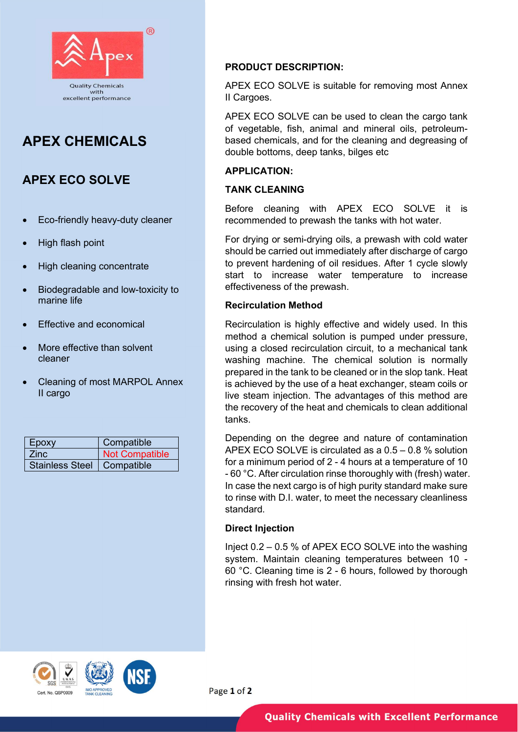Quality Chemicals with excellent performance

# APEX CHEMICALS

## APEX ECO SOLVE

- Eco-friendly heavy-duty cleaner
- High flash point
- High cleaning concentrate
- Biodegradable and low-toxicity to marine life
- Effective and economical
- More effective than solvent cleaner
- Cleaning of most MARPOL Annex II cargo

| Epoxy | Compatible |
|---|---|
| Zinc | Not Compatible |
| Stainless Steel | Compatible |

### PRODUCT DESCRIPTION:

APEX ECO SOLVE is suitable for removing most Annex II Cargoes.

APEX ECO SOLVE can be used to clean the cargo tank of vegetable, fish, animal and mineral oils, petroleum-based chemicals, and for the cleaning and degreasing of double bottoms, deep tanks, bilges etc

### APPLICATION:

### TANK CLEANING

Before cleaning with APEX ECO SOLVE it is recommended to prewash the tanks with hot water.

For drying or semi-drying oils, a prewash with cold water should be carried out immediately after discharge of cargo to prevent hardening of oil residues. After 1 cycle slowly start to increase water temperature to increase effectiveness of the prewash.

#### Recirculation Method

Recirculation is highly effective and widely used. In this method a chemical solution is pumped under pressure, using a closed recirculation circuit, to a mechanical tank washing machine. The chemical solution is normally prepared in the tank to be cleaned or in the slop tank. Heat is achieved by the use of a heat exchanger, steam coils or live steam injection. The advantages of this method are the recovery of the heat and chemicals to clean additional tanks.

Depending on the degree and nature of contamination APEX ECO SOLVE is circulated as a 0.5 – 0.8 % solution for a minimum period of 2 - 4 hours at a temperature of 10 - 60 °C. After circulation rinse thoroughly with (fresh) water. In case the next cargo is of high purity standard make sure to rinse with D.I. water, to meet the necessary cleanliness standard.

#### Direct Injection

Inject 0.2 – 0.5 % of APEX ECO SOLVE into the washing system. Maintain cleaning temperatures between 10 - 60 °C. Cleaning time is 2 - 6 hours, followed by thorough rinsing with fresh hot water.

Cert. No. QSP0009 IMO APPROVED TANK CLEANING

Quality Chemicals with Excellent Performance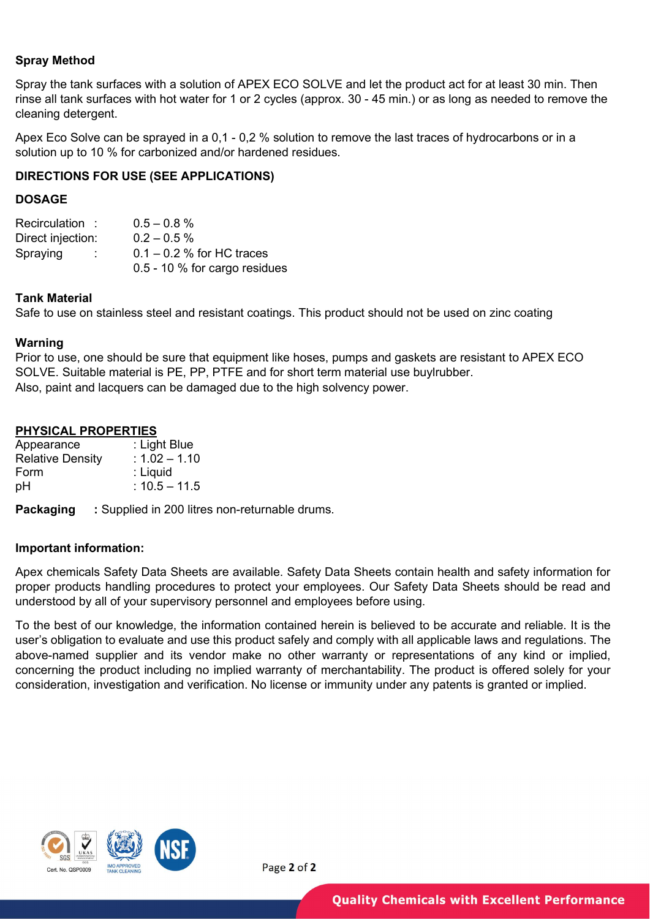**Spray Method**

Spray the tank surfaces with a solution of APEX ECO SOLVE and let the product act for at least 30 min. Then rinse all tank surfaces with hot water for 1 or 2 cycles (approx. 30 - 45 min.) or as long as needed to remove the cleaning detergent.

Apex Eco Solve can be sprayed in a 0,1 - 0,2 % solution to remove the last traces of hydrocarbons or in a solution up to 10 % for carbonized and/or hardened residues.

**DIRECTIONS FOR USE (SEE APPLICATIONS)**

**DOSAGE**

| | |
|---|---|
| Recirculation : | 0.5 – 0.8 % |
| Direct injection: | 0.2 – 0.5 % |
| Spraying : | 0.1 – 0.2 % for HC traces |
| | 0.5 - 10 % for cargo residues |

**Tank Material**

Safe to use on stainless steel and resistant coatings. This product should not be used on zinc coating

**Warning**

Prior to use, one should be sure that equipment like hoses, pumps and gaskets are resistant to APEX ECO SOLVE. Suitable material is PE, PP, PTFE and for short term material use buylrubber.
Also, paint and lacquers can be damaged due to the high solvency power.

**PHYSICAL PROPERTIES**

| | |
|---|---|
| Appearance | : Light Blue |
| Relative Density | : 1.02 – 1.10 |
| Form | : Liquid |
| pH | : 10.5 – 11.5 |

**Packaging : ** Supplied in 200 litres non-returnable drums.

**Important information:**

Apex chemicals Safety Data Sheets are available. Safety Data Sheets contain health and safety information for proper products handling procedures to protect your employees. Our Safety Data Sheets should be read and understood by all of your supervisory personnel and employees before using.

To the best of our knowledge, the information contained herein is believed to be accurate and reliable. It is the user's obligation to evaluate and use this product safely and comply with all applicable laws and regulations. The above-named supplier and its vendor make no other warranty or representations of any kind or implied, concerning the product including no implied warranty of merchantability. The product is offered solely for your consideration, investigation and verification. No license or immunity under any patents is granted or implied.

Cert. No. QSP0009

IMO APPROVED TANK CLEANING

Quality Chemicals with Excellent Performance